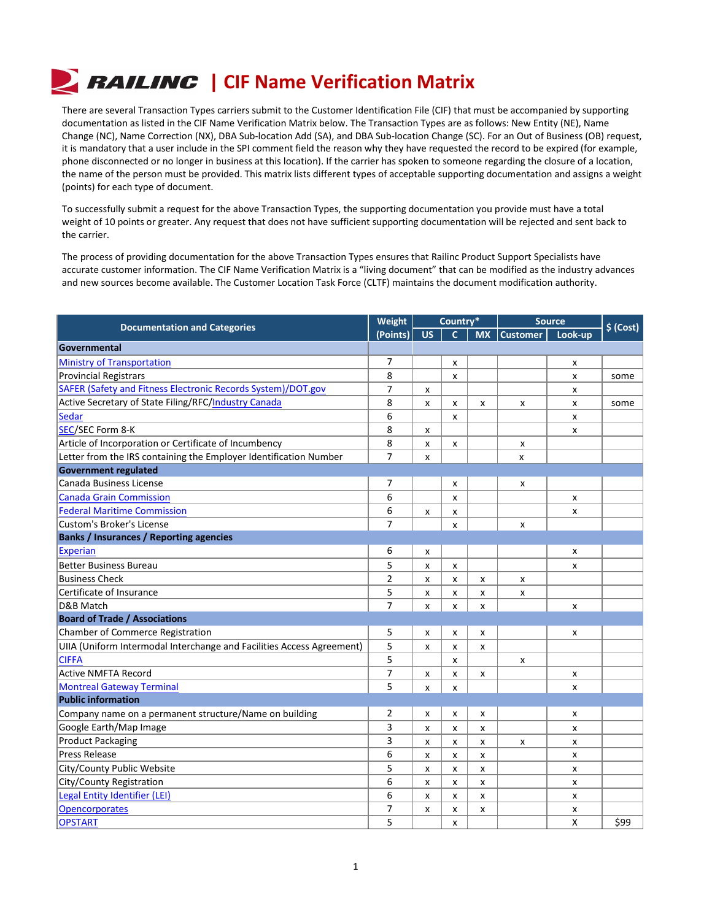# RAILINC | CIF Name Verification Matrix

There are several Transaction Types carriers submit to the Customer Identification File (CIF) that must be accompanied by supporting documentation as listed in the CIF Name Verification Matrix below. The Transaction Types are as follows: New Entity (NE), Name Change (NC), Name Correction (NX), DBA Sub-location Add (SA), and DBA Sub-location Change (SC). For an Out of Business (OB) request, it is mandatory that a user include in the SPI comment field the reason why they have requested the record to be expired (for example, phone disconnected or no longer in business at this location). If the carrier has spoken to someone regarding the closure of a location, the name of the person must be provided. This matrix lists different types of acceptable supporting documentation and assigns a weight (points) for each type of document.

To successfully submit a request for the above Transaction Types, the supporting documentation you provide must have a total weight of 10 points or greater. Any request that does not have sufficient supporting documentation will be rejected and sent back to the carrier.

The process of providing documentation for the above Transaction Types ensures that Railinc Product Support Specialists have accurate customer information. The CIF Name Verification Matrix is a "living document" that can be modified as the industry advances and new sources become available. The Customer Location Task Force (CLTF) maintains the document modification authority.

| Documentation and Categories | Weight | Country* | | | Source | | $ (Cost) |
|---|---|---|---|---|---|---|---|
| | (Points) | US | C | MX | Customer | Look-up | |
| **Governmental** | | | | | | | |
| Ministry of Transportation | 7 | | x | | | x | |
| Provincial Registrars | 8 | | x | | | x | some |
| SAFER (Safety and Fitness Electronic Records System)/DOT.gov | 7 | x | | | | x | |
| Active Secretary of State Filing/RFC/Industry Canada | 8 | x | x | x | x | x | some |
| Sedar | 6 | | x | | | x | |
| SEC/SEC Form 8-K | 8 | x | | | | x | |
| Article of Incorporation or Certificate of Incumbency | 8 | x | x | | x | | |
| Letter from the IRS containing the Employer Identification Number | 7 | x | | | x | | |
| **Government regulated** | | | | | | | |
| Canada Business License | 7 | | x | | x | | |
| Canada Grain Commission | 6 | | x | | | x | |
| Federal Maritime Commission | 6 | x | x | | | x | |
| Custom's Broker's License | 7 | | x | | x | | |
| **Banks / Insurances / Reporting agencies** | | | | | | | |
| Experian | 6 | x | | | | x | |
| Better Business Bureau | 5 | x | x | | | x | |
| Business Check | 2 | x | x | x | x | | |
| Certificate of Insurance | 5 | x | x | x | x | | |
| D&B Match | 7 | x | x | x | | x | |
| **Board of Trade / Associations** | | | | | | | |
| Chamber of Commerce Registration | 5 | x | x | x | | x | |
| UIIA (Uniform Intermodal Interchange and Facilities Access Agreement) | 5 | x | x | x | | | |
| CIFFA | 5 | | x | | x | | |
| Active NMFTA Record | 7 | x | x | x | | x | |
| Montreal Gateway Terminal | 5 | x | x | | | x | |
| **Public information** | | | | | | | |
| Company name on a permanent structure/Name on building | 2 | x | x | x | | x | |
| Google Earth/Map Image | 3 | x | x | x | | x | |
| Product Packaging | 3 | x | x | x | x | x | |
| Press Release | 6 | x | x | x | | x | |
| City/County Public Website | 5 | x | x | x | | x | |
| City/County Registration | 6 | x | x | x | | x | |
| Legal Entity Identifier (LEI) | 6 | x | x | x | | x | |
| Opencorporates | 7 | x | x | x | | x | |
| OPSTART | 5 | | x | | | X | $99 |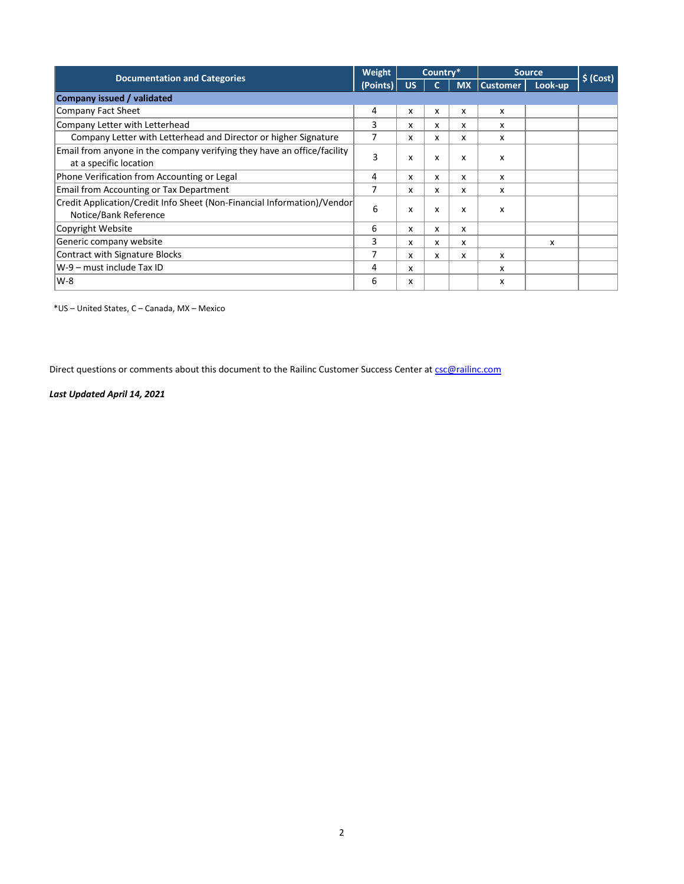| Documentation and Categories | Weight (Points) | Country* | | | Source | | $ (Cost) |
|---|---|---|---|---|---|---|---|
| | | US | C | MX | Customer | Look-up | |
| **Company issued / validated** | | | | | | | |
| Company Fact Sheet | 4 | x | x | x | x | | |
| Company Letter with Letterhead | 3 | x | x | x | x | | |
| Company Letter with Letterhead and Director or higher Signature | 7 | x | x | x | x | | |
| Email from anyone in the company verifying they have an office/facility at a specific location | 3 | x | x | x | x | | |
| Phone Verification from Accounting or Legal | 4 | x | x | x | x | | |
| Email from Accounting or Tax Department | 7 | x | x | x | x | | |
| Credit Application/Credit Info Sheet (Non-Financial Information)/Vendor Notice/Bank Reference | 6 | x | x | x | x | | |
| Copyright Website | 6 | x | x | x | | | |
| Generic company website | 3 | x | x | x | | x | |
| Contract with Signature Blocks | 7 | x | x | x | x | | |
| W-9 – must include Tax ID | 4 | x | | | x | | |
| W-8 | 6 | x | | | x | | |

*US – United States, C – Canada, MX – Mexico

Direct questions or comments about this document to the Railinc Customer Success Center at csc@railinc.com

***Last Updated April 14, 2021***